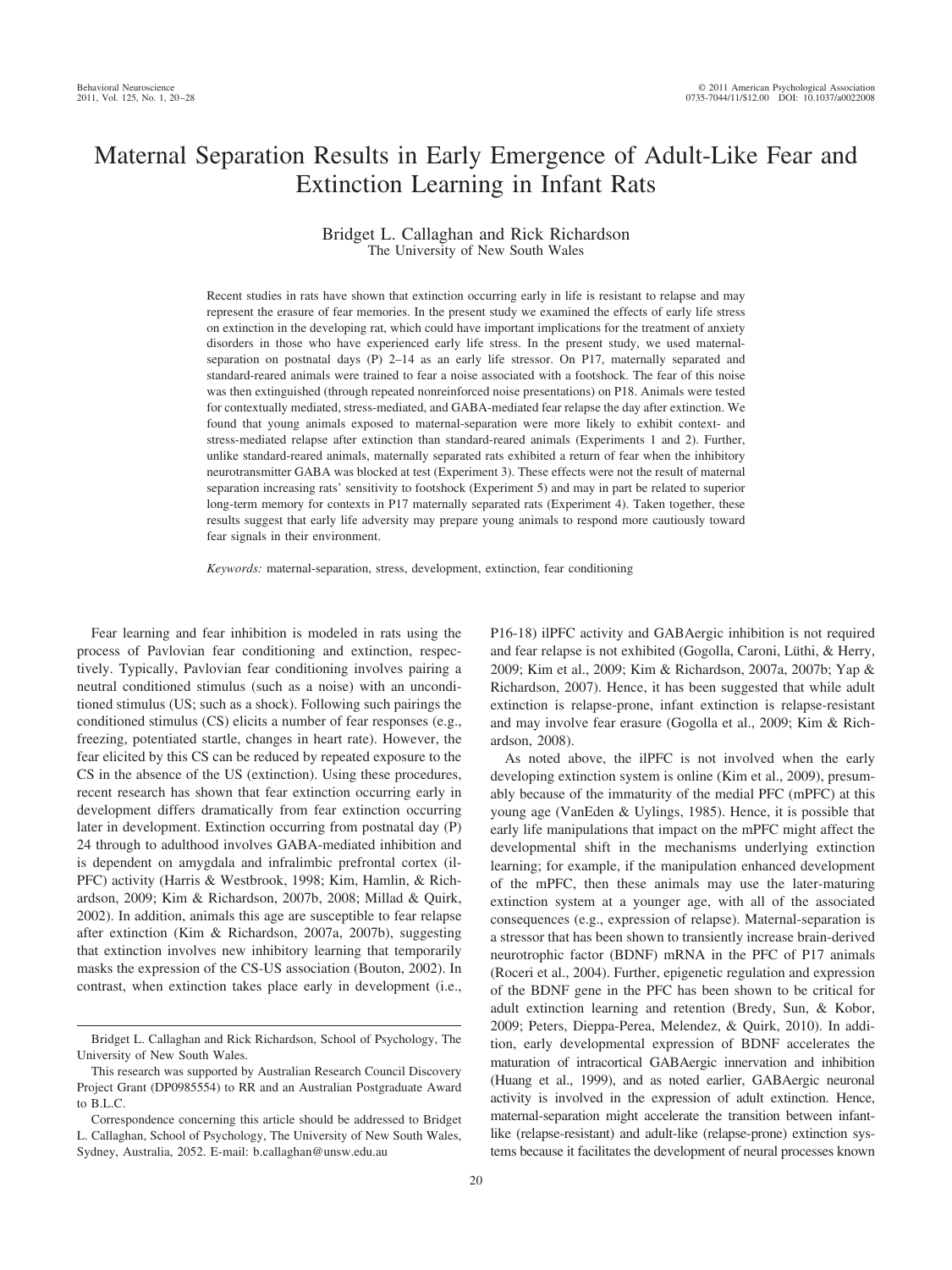# Maternal Separation Results in Early Emergence of Adult-Like Fear and Extinction Learning in Infant Rats

Bridget L. Callaghan and Rick Richardson
The University of New South Wales

Recent studies in rats have shown that extinction occurring early in life is resistant to relapse and may represent the erasure of fear memories. In the present study we examined the effects of early life stress on extinction in the developing rat, which could have important implications for the treatment of anxiety disorders in those who have experienced early life stress. In the present study, we used maternal-separation on postnatal days (P) 2–14 as an early life stressor. On P17, maternally separated and standard-reared animals were trained to fear a noise associated with a footshock. The fear of this noise was then extinguished (through repeated nonreinforced noise presentations) on P18. Animals were tested for contextually mediated, stress-mediated, and GABA-mediated fear relapse the day after extinction. We found that young animals exposed to maternal-separation were more likely to exhibit context- and stress-mediated relapse after extinction than standard-reared animals (Experiments 1 and 2). Further, unlike standard-reared animals, maternally separated rats exhibited a return of fear when the inhibitory neurotransmitter GABA was blocked at test (Experiment 3). These effects were not the result of maternal separation increasing rats' sensitivity to footshock (Experiment 5) and may in part be related to superior long-term memory for contexts in P17 maternally separated rats (Experiment 4). Taken together, these results suggest that early life adversity may prepare young animals to respond more cautiously toward fear signals in their environment.

*Keywords:* maternal-separation, stress, development, extinction, fear conditioning

Fear learning and fear inhibition is modeled in rats using the process of Pavlovian fear conditioning and extinction, respectively. Typically, Pavlovian fear conditioning involves pairing a neutral conditioned stimulus (such as a noise) with an unconditioned stimulus (US; such as a shock). Following such pairings the conditioned stimulus (CS) elicits a number of fear responses (e.g., freezing, potentiated startle, changes in heart rate). However, the fear elicited by this CS can be reduced by repeated exposure to the CS in the absence of the US (extinction). Using these procedures, recent research has shown that fear extinction occurring early in development differs dramatically from fear extinction occurring later in development. Extinction occurring from postnatal day (P) 24 through to adulthood involves GABA-mediated inhibition and is dependent on amygdala and infralimbic prefrontal cortex (ilPFC) activity (Harris & Westbrook, 1998; Kim, Hamlin, & Richardson, 2009; Kim & Richardson, 2007b, 2008; Millad & Quirk, 2002). In addition, animals this age are susceptible to fear relapse after extinction (Kim & Richardson, 2007a, 2007b), suggesting that extinction involves new inhibitory learning that temporarily masks the expression of the CS-US association (Bouton, 2002). In contrast, when extinction takes place early in development (i.e., P16-18) ilPFC activity and GABAergic inhibition is not required and fear relapse is not exhibited (Gogolla, Caroni, Lüthi, & Herry, 2009; Kim et al., 2009; Kim & Richardson, 2007a, 2007b; Yap & Richardson, 2007). Hence, it has been suggested that while adult extinction is relapse-prone, infant extinction is relapse-resistant and may involve fear erasure (Gogolla et al., 2009; Kim & Richardson, 2008).

As noted above, the ilPFC is not involved when the early developing extinction system is online (Kim et al., 2009), presumably because of the immaturity of the medial PFC (mPFC) at this young age (VanEden & Uylings, 1985). Hence, it is possible that early life manipulations that impact on the mPFC might affect the developmental shift in the mechanisms underlying extinction learning; for example, if the manipulation enhanced development of the mPFC, then these animals may use the later-maturing extinction system at a younger age, with all of the associated consequences (e.g., expression of relapse). Maternal-separation is a stressor that has been shown to transiently increase brain-derived neurotrophic factor (BDNF) mRNA in the PFC of P17 animals (Roceri et al., 2004). Further, epigenetic regulation and expression of the BDNF gene in the PFC has been shown to be critical for adult extinction learning and retention (Bredy, Sun, & Kobor, 2009; Peters, Dieppa-Perea, Melendez, & Quirk, 2010). In addition, early developmental expression of BDNF accelerates the maturation of intracortical GABAergic innervation and inhibition (Huang et al., 1999), and as noted earlier, GABAergic neuronal activity is involved in the expression of adult extinction. Hence, maternal-separation might accelerate the transition between infant-like (relapse-resistant) and adult-like (relapse-prone) extinction systems because it facilitates the development of neural processes known

Bridget L. Callaghan and Rick Richardson, School of Psychology, The University of New South Wales.

This research was supported by Australian Research Council Discovery Project Grant (DP0985554) to RR and an Australian Postgraduate Award to B.L.C.

Correspondence concerning this article should be addressed to Bridget L. Callaghan, School of Psychology, The University of New South Wales, Sydney, Australia, 2052. E-mail: b.callaghan@unsw.edu.au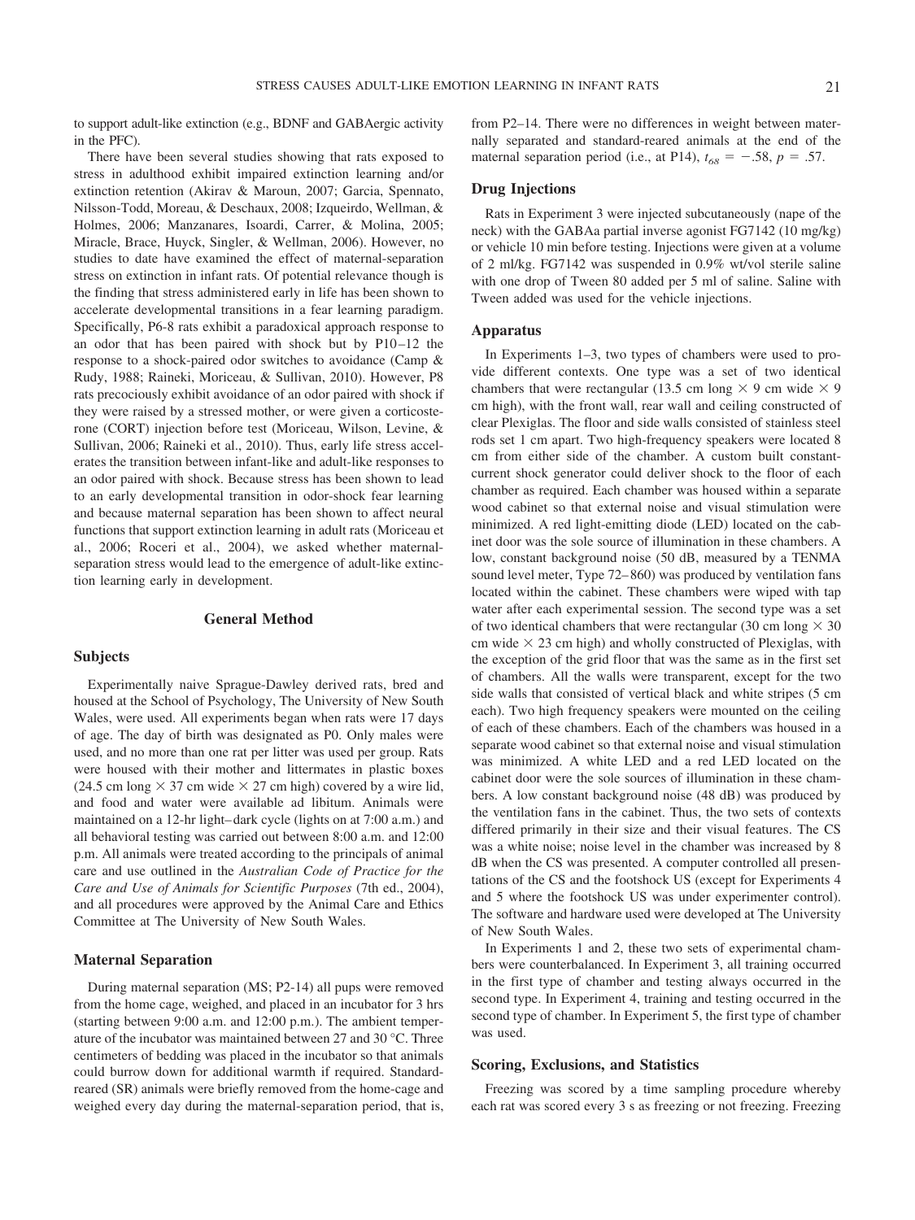to support adult-like extinction (e.g., BDNF and GABAergic activity in the PFC).

There have been several studies showing that rats exposed to stress in adulthood exhibit impaired extinction learning and/or extinction retention (Akirav & Maroun, 2007; Garcia, Spennato, Nilsson-Todd, Moreau, & Deschaux, 2008; Izquierdo, Wellman, & Holmes, 2006; Manzanares, Isoardi, Carrer, & Molina, 2005; Miracle, Brace, Huyck, Singler, & Wellman, 2006). However, no studies to date have examined the effect of maternal-separation stress on extinction in infant rats. Of potential relevance though is the finding that stress administered early in life has been shown to accelerate developmental transitions in a fear learning paradigm. Specifically, P6-8 rats exhibit a paradoxical approach response to an odor that has been paired with shock but by P10–12 the response to a shock-paired odor switches to avoidance (Camp & Rudy, 1988; Raineki, Moriceau, & Sullivan, 2010). However, P8 rats precociously exhibit avoidance of an odor paired with shock if they were raised by a stressed mother, or were given a corticosterone (CORT) injection before test (Moriceau, Wilson, Levine, & Sullivan, 2006; Raineki et al., 2010). Thus, early life stress accelerates the transition between infant-like and adult-like responses to an odor paired with shock. Because stress has been shown to lead to an early developmental transition in odor-shock fear learning and because maternal separation has been shown to affect neural functions that support extinction learning in adult rats (Moriceau et al., 2006; Roceri et al., 2004), we asked whether maternal-separation stress would lead to the emergence of adult-like extinction learning early in development.

## General Method

### Subjects

Experimentally naive Sprague-Dawley derived rats, bred and housed at the School of Psychology, The University of New South Wales, were used. All experiments began when rats were 17 days of age. The day of birth was designated as P0. Only males were used, and no more than one rat per litter was used per group. Rats were housed with their mother and littermates in plastic boxes (24.5 cm long × 37 cm wide × 27 cm high) covered by a wire lid, and food and water were available ad libitum. Animals were maintained on a 12-hr light–dark cycle (lights on at 7:00 a.m.) and all behavioral testing was carried out between 8:00 a.m. and 12:00 p.m. All animals were treated according to the principals of animal care and use outlined in the *Australian Code of Practice for the Care and Use of Animals for Scientific Purposes* (7th ed., 2004), and all procedures were approved by the Animal Care and Ethics Committee at The University of New South Wales.

### Maternal Separation

During maternal separation (MS; P2-14) all pups were removed from the home cage, weighed, and placed in an incubator for 3 hrs (starting between 9:00 a.m. and 12:00 p.m.). The ambient temperature of the incubator was maintained between 27 and 30 °C. Three centimeters of bedding was placed in the incubator so that animals could burrow down for additional warmth if required. Standard-reared (SR) animals were briefly removed from the home-cage and weighed every day during the maternal-separation period, that is, from P2–14. There were no differences in weight between maternally separated and standard-reared animals at the end of the maternal separation period (i.e., at P14), $t_{68} = -.58$, $p = .57$.

### Drug Injections

Rats in Experiment 3 were injected subcutaneously (nape of the neck) with the GABAa partial inverse agonist FG7142 (10 mg/kg) or vehicle 10 min before testing. Injections were given at a volume of 2 ml/kg. FG7142 was suspended in 0.9% wt/vol sterile saline with one drop of Tween 80 added per 5 ml of saline. Saline with Tween added was used for the vehicle injections.

### Apparatus

In Experiments 1–3, two types of chambers were used to provide different contexts. One type was a set of two identical chambers that were rectangular (13.5 cm long × 9 cm wide × 9 cm high), with the front wall, rear wall and ceiling constructed of clear Plexiglas. The floor and side walls consisted of stainless steel rods set 1 cm apart. Two high-frequency speakers were located 8 cm from either side of the chamber. A custom built constant-current shock generator could deliver shock to the floor of each chamber as required. Each chamber was housed within a separate wood cabinet so that external noise and visual stimulation were minimized. A red light-emitting diode (LED) located on the cabinet door was the sole source of illumination in these chambers. A low, constant background noise (50 dB, measured by a TENMA sound level meter, Type 72–860) was produced by ventilation fans located within the cabinet. These chambers were wiped with tap water after each experimental session. The second type was a set of two identical chambers that were rectangular (30 cm long × 30 cm wide × 23 cm high) and wholly constructed of Plexiglas, with the exception of the grid floor that was the same as in the first set of chambers. All the walls were transparent, except for the two side walls that consisted of vertical black and white stripes (5 cm each). Two high frequency speakers were mounted on the ceiling of each of these chambers. Each of the chambers was housed in a separate wood cabinet so that external noise and visual stimulation was minimized. A white LED and a red LED located on the cabinet door were the sole sources of illumination in these chambers. A low constant background noise (48 dB) was produced by the ventilation fans in the cabinet. Thus, the two sets of contexts differed primarily in their size and their visual features. The CS was a white noise; noise level in the chamber was increased by 8 dB when the CS was presented. A computer controlled all presentations of the CS and the footshock US (except for Experiments 4 and 5 where the footshock US was under experimenter control). The software and hardware used were developed at The University of New South Wales.

In Experiments 1 and 2, these two sets of experimental chambers were counterbalanced. In Experiment 3, all training occurred in the first type of chamber and testing always occurred in the second type. In Experiment 4, training and testing occurred in the second type of chamber. In Experiment 5, the first type of chamber was used.

### Scoring, Exclusions, and Statistics

Freezing was scored by a time sampling procedure whereby each rat was scored every 3 s as freezing or not freezing. Freezing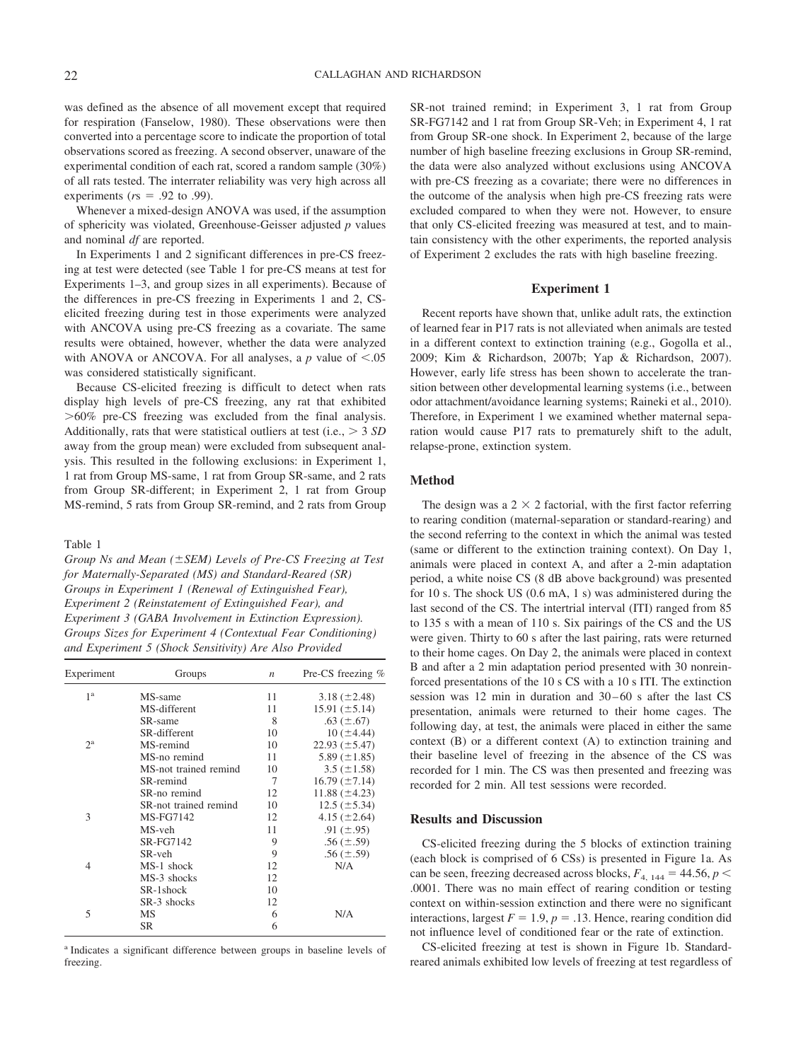was defined as the absence of all movement except that required for respiration (Fanselow, 1980). These observations were then converted into a percentage score to indicate the proportion of total observations scored as freezing. A second observer, unaware of the experimental condition of each rat, scored a random sample (30%) of all rats tested. The interrater reliability was very high across all experiments (*r*s = .92 to .99).

Whenever a mixed-design ANOVA was used, if the assumption of sphericity was violated, Greenhouse-Geisser adjusted *p* values and nominal *df* are reported.

In Experiments 1 and 2 significant differences in pre-CS freezing at test were detected (see Table 1 for pre-CS means at test for Experiments 1–3, and group sizes in all experiments). Because of the differences in pre-CS freezing in Experiments 1 and 2, CS-elicited freezing during test in those experiments were analyzed with ANCOVA using pre-CS freezing as a covariate. The same results were obtained, however, whether the data were analyzed with ANOVA or ANCOVA. For all analyses, a *p* value of <.05 was considered statistically significant.

Because CS-elicited freezing is difficult to detect when rats display high levels of pre-CS freezing, any rat that exhibited >60% pre-CS freezing was excluded from the final analysis. Additionally, rats that were statistical outliers at test (i.e., > 3 *SD* away from the group mean) were excluded from subsequent analysis. This resulted in the following exclusions: in Experiment 1, 1 rat from Group MS-same, 1 rat from Group SR-same, and 2 rats from Group SR-different; in Experiment 2, 1 rat from Group MS-remind, 5 rats from Group SR-remind, and 2 rats from Group SR-not trained remind; in Experiment 3, 1 rat from Group SR-FG7142 and 1 rat from Group SR-Veh; in Experiment 4, 1 rat from Group SR-one shock. In Experiment 2, because of the large number of high baseline freezing exclusions in Group SR-remind, the data were also analyzed without exclusions using ANCOVA with pre-CS freezing as a covariate; there were no differences in the outcome of the analysis when high pre-CS freezing rats were excluded compared to when they were not. However, to ensure that only CS-elicited freezing was measured at test, and to maintain consistency with the other experiments, the reported analysis of Experiment 2 excludes the rats with high baseline freezing.

Table 1
*Group Ns and Mean (±SEM) Levels of Pre-CS Freezing at Test for Maternally-Separated (MS) and Standard-Reared (SR) Groups in Experiment 1 (Renewal of Extinguished Fear), Experiment 2 (Reinstatement of Extinguished Fear), and Experiment 3 (GABA Involvement in Extinction Expression). Groups Sizes for Experiment 4 (Contextual Fear Conditioning) and Experiment 5 (Shock Sensitivity) Are Also Provided*

| Experiment | Groups | *n* | Pre-CS freezing % |
|---|---|---|---|
| 1[a] | MS-same | 11 | 3.18 (±2.48) |
| | MS-different | 11 | 15.91 (±5.14) |
| | SR-same | 8 | .63 (±.67) |
| | SR-different | 10 | 10 (±4.44) |
| 2[a] | MS-remind | 10 | 22.93 (±5.47) |
| | MS-no remind | 11 | 5.89 (±1.85) |
| | MS-not trained remind | 10 | 3.5 (±1.58) |
| | SR-remind | 7 | 16.79 (±7.14) |
| | SR-no remind | 12 | 11.88 (±4.23) |
| | SR-not trained remind | 10 | 12.5 (±5.34) |
| 3 | MS-FG7142 | 12 | 4.15 (±2.64) |
| | MS-veh | 11 | .91 (±.95) |
| | SR-FG7142 | 9 | .56 (±.59) |
| | SR-veh | 9 | .56 (±.59) |
| 4 | MS-1 shock | 12 | N/A |
| | MS-3 shocks | 12 | |
| | SR-1shock | 10 | |
| | SR-3 shocks | 12 | |
| 5 | MS | 6 | N/A |
| | SR | 6 | |

[a] Indicates a significant difference between groups in baseline levels of freezing.

## Experiment 1

Recent reports have shown that, unlike adult rats, the extinction of learned fear in P17 rats is not alleviated when animals are tested in a different context to extinction training (e.g., Gogolla et al., 2009; Kim & Richardson, 2007b; Yap & Richardson, 2007). However, early life stress has been shown to accelerate the transition between other developmental learning systems (i.e., between odor attachment/avoidance learning systems; Raineki et al., 2010). Therefore, in Experiment 1 we examined whether maternal separation would cause P17 rats to prematurely shift to the adult, relapse-prone, extinction system.

### Method

The design was a 2 × 2 factorial, with the first factor referring to rearing condition (maternal-separation or standard-rearing) and the second referring to the context in which the animal was tested (same or different to the extinction training context). On Day 1, animals were placed in context A, and after a 2-min adaptation period, a white noise CS (8 dB above background) was presented for 10 s. The shock US (0.6 mA, 1 s) was administered during the last second of the CS. The intertrial interval (ITI) ranged from 85 to 135 s with a mean of 110 s. Six pairings of the CS and the US were given. Thirty to 60 s after the last pairing, rats were returned to their home cages. On Day 2, the animals were placed in context B and after a 2 min adaptation period presented with 30 nonreinforced presentations of the 10 s CS with a 10 s ITI. The extinction session was 12 min in duration and 30–60 s after the last CS presentation, animals were returned to their home cages. The following day, at test, the animals were placed in either the same context (B) or a different context (A) to extinction training and their baseline level of freezing in the absence of the CS was recorded for 1 min. The CS was then presented and freezing was recorded for 2 min. All test sessions were recorded.

### Results and Discussion

CS-elicited freezing during the 5 blocks of extinction training (each block is comprised of 6 CSs) is presented in Figure 1a. As can be seen, freezing decreased across blocks, $F_{4,\ 144} = 44.56$, $p < .0001$. There was no main effect of rearing condition or testing context on within-session extinction and there were no significant interactions, largest $F = 1.9$, $p = .13$. Hence, rearing condition did not influence level of conditioned fear or the rate of extinction.

CS-elicited freezing at test is shown in Figure 1b. Standard-reared animals exhibited low levels of freezing at test regardless of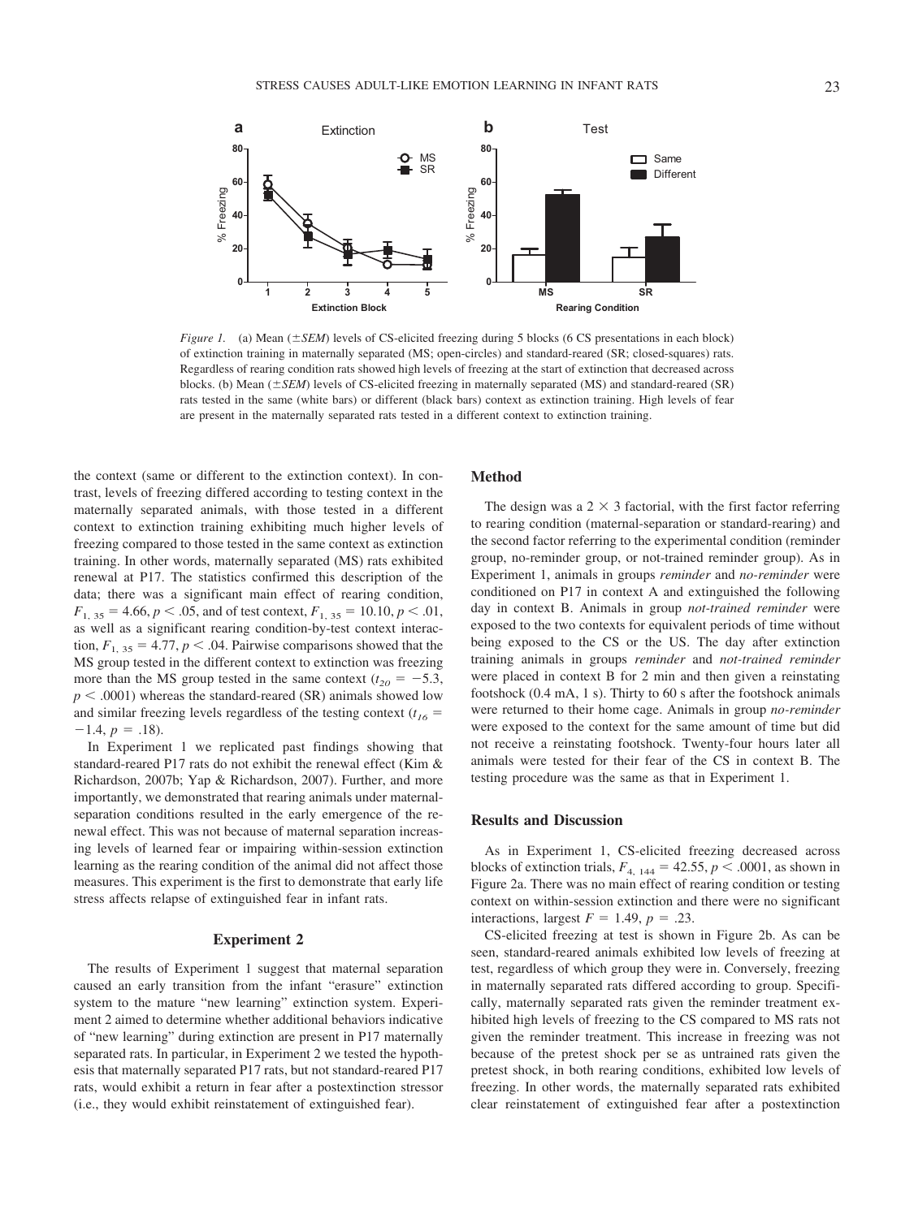*Figure 1.* (a) Mean (±*SEM*) levels of CS-elicited freezing during 5 blocks (6 CS presentations in each block) of extinction training in maternally separated (MS; open-circles) and standard-reared (SR; closed-squares) rats. Regardless of rearing condition rats showed high levels of freezing at the start of extinction that decreased across blocks. (b) Mean (±*SEM*) levels of CS-elicited freezing in maternally separated (MS) and standard-reared (SR) rats tested in the same (white bars) or different (black bars) context as extinction training. High levels of fear are present in the maternally separated rats tested in a different context to extinction training.

the context (same or different to the extinction context). In contrast, levels of freezing differed according to testing context in the maternally separated animals, with those tested in a different context to extinction training exhibiting much higher levels of freezing compared to those tested in the same context as extinction training. In other words, maternally separated (MS) rats exhibited renewal at P17. The statistics confirmed this description of the data; there was a significant main effect of rearing condition, $F_{1,\ 35} = 4.66$, $p < .05$, and of test context, $F_{1,\ 35} = 10.10$, $p < .01$, as well as a significant rearing condition-by-test context interaction, $F_{1,\ 35} = 4.77$, $p < .04$. Pairwise comparisons showed that the MS group tested in the different context to extinction was freezing more than the MS group tested in the same context ($t_{20} = -5.3$, $p < .0001$) whereas the standard-reared (SR) animals showed low and similar freezing levels regardless of the testing context ($t_{16} = -1.4$, $p = .18$).

In Experiment 1 we replicated past findings showing that standard-reared P17 rats do not exhibit the renewal effect (Kim & Richardson, 2007b; Yap & Richardson, 2007). Further, and more importantly, we demonstrated that rearing animals under maternal-separation conditions resulted in the early emergence of the renewal effect. This was not because of maternal separation increasing levels of learned fear or impairing within-session extinction learning as the rearing condition of the animal did not affect those measures. This experiment is the first to demonstrate that early life stress affects relapse of extinguished fear in infant rats.

## Experiment 2

The results of Experiment 1 suggest that maternal separation caused an early transition from the infant "erasure" extinction system to the mature "new learning" extinction system. Experiment 2 aimed to determine whether additional behaviors indicative of "new learning" during extinction are present in P17 maternally separated rats. In particular, in Experiment 2 we tested the hypothesis that maternally separated P17 rats, but not standard-reared P17 rats, would exhibit a return in fear after a postextinction stressor (i.e., they would exhibit reinstatement of extinguished fear).

### Method

The design was a 2 × 3 factorial, with the first factor referring to rearing condition (maternal-separation or standard-rearing) and the second factor referring to the experimental condition (reminder group, no-reminder group, or not-trained reminder group). As in Experiment 1, animals in groups *reminder* and *no-reminder* were conditioned on P17 in context A and extinguished the following day in context B. Animals in group *not-trained reminder* were exposed to the two contexts for equivalent periods of time without being exposed to the CS or the US. The day after extinction training animals in groups *reminder* and *not-trained reminder* were placed in context B for 2 min and then given a reinstating footshock (0.4 mA, 1 s). Thirty to 60 s after the footshock animals were returned to their home cage. Animals in group *no-reminder* were exposed to the context for the same amount of time but did not receive a reinstating footshock. Twenty-four hours later all animals were tested for their fear of the CS in context B. The testing procedure was the same as that in Experiment 1.

### Results and Discussion

As in Experiment 1, CS-elicited freezing decreased across blocks of extinction trials, $F_{4,\ 144} = 42.55$, $p < .0001$, as shown in Figure 2a. There was no main effect of rearing condition or testing context on within-session extinction and there were no significant interactions, largest $F = 1.49$, $p = .23$.

CS-elicited freezing at test is shown in Figure 2b. As can be seen, standard-reared animals exhibited low levels of freezing at test, regardless of which group they were in. Conversely, freezing in maternally separated rats differed according to group. Specifically, maternally separated rats given the reminder treatment exhibited high levels of freezing to the CS compared to MS rats not given the reminder treatment. This increase in freezing was not because of the pretest shock per se as untrained rats given the pretest shock, in both rearing conditions, exhibited low levels of freezing. In other words, the maternally separated rats exhibited clear reinstatement of extinguished fear after a postextinction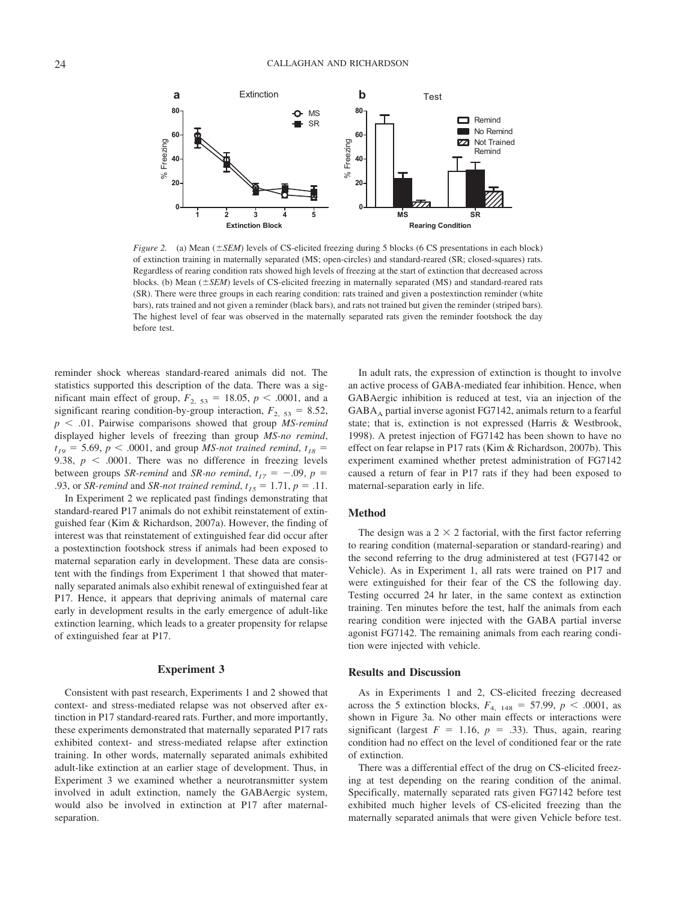*Figure 2.* (a) Mean (±*SEM*) levels of CS-elicited freezing during 5 blocks (6 CS presentations in each block) of extinction training in maternally separated (MS; open-circles) and standard-reared (SR; closed-squares) rats. Regardless of rearing condition rats showed high levels of freezing at the start of extinction that decreased across blocks. (b) Mean (±*SEM*) levels of CS-elicited freezing in maternally separated (MS) and standard-reared rats (SR). There were three groups in each rearing condition: rats trained and given a postextinction reminder (white bars), rats trained and not given a reminder (black bars), and rats not trained but given the reminder (striped bars). The highest level of fear was observed in the maternally separated rats given the reminder footshock the day before test.

reminder shock whereas standard-reared animals did not. The statistics supported this description of the data. There was a significant main effect of group, $F_{2,\ 53} = 18.05$, $p < .0001$, and a significant rearing condition-by-group interaction, $F_{2,\ 53} = 8.52$, $p < .01$. Pairwise comparisons showed that group *MS-remind* displayed higher levels of freezing than group *MS-no remind*, $t_{19} = 5.69$, $p < .0001$, and group *MS-not trained remind*, $t_{18} = 9.38$, $p < .0001$. There was no difference in freezing levels between groups *SR-remind* and *SR-no remind*, $t_{17} = -.09$, $p = .93$, or *SR-remind* and *SR-not trained remind*, $t_{15} = 1.71$, $p = .11$.

In Experiment 2 we replicated past findings demonstrating that standard-reared P17 animals do not exhibit reinstatement of extinguished fear (Kim & Richardson, 2007a). However, the finding of interest was that reinstatement of extinguished fear did occur after a postextinction footshock stress if animals had been exposed to maternal separation early in development. These data are consistent with the findings from Experiment 1 that showed that maternally separated animals also exhibit renewal of extinguished fear at P17. Hence, it appears that depriving animals of maternal care early in development results in the early emergence of adult-like extinction learning, which leads to a greater propensity for relapse of extinguished fear at P17.

## Experiment 3

Consistent with past research, Experiments 1 and 2 showed that context- and stress-mediated relapse was not observed after extinction in P17 standard-reared rats. Further, and more importantly, these experiments demonstrated that maternally separated P17 rats exhibited context- and stress-mediated relapse after extinction training. In other words, maternally separated animals exhibited adult-like extinction at an earlier stage of development. Thus, in Experiment 3 we examined whether a neurotransmitter system involved in adult extinction, namely the GABAergic system, would also be involved in extinction at P17 after maternal-separation.

In adult rats, the expression of extinction is thought to involve an active process of GABA-mediated fear inhibition. Hence, when GABAergic inhibition is reduced at test, via an injection of the $GABA_A$ partial inverse agonist FG7142, animals return to a fearful state; that is, extinction is not expressed (Harris & Westbrook, 1998). A pretest injection of FG7142 has been shown to have no effect on fear relapse in P17 rats (Kim & Richardson, 2007b). This experiment examined whether pretest administration of FG7142 caused a return of fear in P17 rats if they had been exposed to maternal-separation early in life.

### Method

The design was a 2 × 2 factorial, with the first factor referring to rearing condition (maternal-separation or standard-rearing) and the second referring to the drug administered at test (FG7142 or Vehicle). As in Experiment 1, all rats were trained on P17 and were extinguished for their fear of the CS the following day. Testing occurred 24 hr later, in the same context as extinction training. Ten minutes before the test, half the animals from each rearing condition were injected with the GABA partial inverse agonist FG7142. The remaining animals from each rearing condition were injected with vehicle.

### Results and Discussion

As in Experiments 1 and 2, CS-elicited freezing decreased across the 5 extinction blocks, $F_{4,\ 148} = 57.99$, $p < .0001$, as shown in Figure 3a. No other main effects or interactions were significant (largest $F = 1.16$, $p = .33$). Thus, again, rearing condition had no effect on the level of conditioned fear or the rate of extinction.

There was a differential effect of the drug on CS-elicited freezing at test depending on the rearing condition of the animal. Specifically, maternally separated rats given FG7142 before test exhibited much higher levels of CS-elicited freezing than the maternally separated animals that were given Vehicle before test.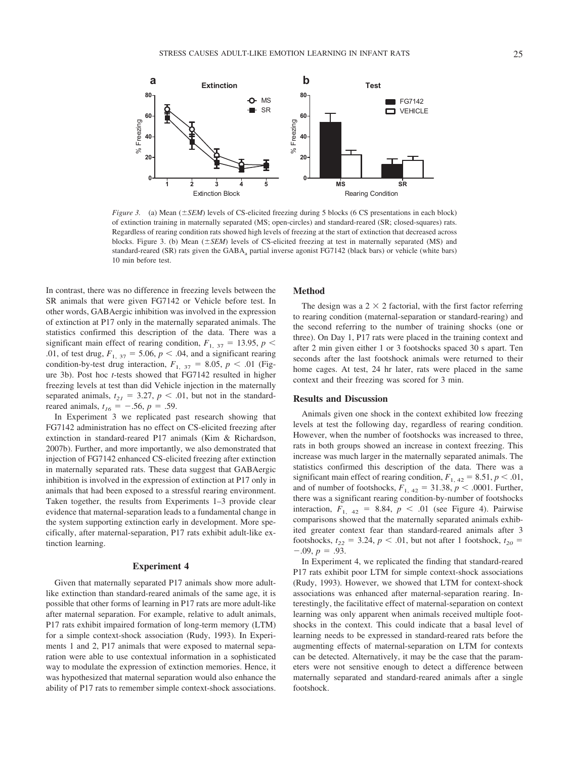*Figure 3.* (a) Mean (±*SEM*) levels of CS-elicited freezing during 5 blocks (6 CS presentations in each block) of extinction training in maternally separated (MS; open-circles) and standard-reared (SR; closed-squares) rats. Regardless of rearing condition rats showed high levels of freezing at the start of extinction that decreased across blocks. Figure 3. (b) Mean (±*SEM*) levels of CS-elicited freezing at test in maternally separated (MS) and standard-reared (SR) rats given the $GABA_a$ partial inverse agonist FG7142 (black bars) or vehicle (white bars) 10 min before test.

In contrast, there was no difference in freezing levels between the SR animals that were given FG7142 or Vehicle before test. In other words, GABAergic inhibition was involved in the expression of extinction at P17 only in the maternally separated animals. The statistics confirmed this description of the data. There was a significant main effect of rearing condition, $F_{1,\ 37} = 13.95$, $p < .01$, of test drug, $F_{1,\ 37} = 5.06$, $p < .04$, and a significant rearing condition-by-test drug interaction, $F_{1,\ 37} = 8.05$, $p < .01$ (Figure 3b). Post hoc *t*-tests showed that FG7142 resulted in higher freezing levels at test than did Vehicle injection in the maternally separated animals, $t_{21} = 3.27$, $p < .01$, but not in the standard-reared animals, $t_{16} = -.56$, $p = .59$.

In Experiment 3 we replicated past research showing that FG7142 administration has no effect on CS-elicited freezing after extinction in standard-reared P17 animals (Kim & Richardson, 2007b). Further, and more importantly, we also demonstrated that injection of FG7142 enhanced CS-elicited freezing after extinction in maternally separated rats. These data suggest that GABAergic inhibition is involved in the expression of extinction at P17 only in animals that had been exposed to a stressful rearing environment. Taken together, the results from Experiments 1–3 provide clear evidence that maternal-separation leads to a fundamental change in the system supporting extinction early in development. More specifically, after maternal-separation, P17 rats exhibit adult-like extinction learning.

## Experiment 4

Given that maternally separated P17 animals show more adult-like extinction than standard-reared animals of the same age, it is possible that other forms of learning in P17 rats are more adult-like after maternal separation. For example, relative to adult animals, P17 rats exhibit impaired formation of long-term memory (LTM) for a simple context-shock association (Rudy, 1993). In Experiments 1 and 2, P17 animals that were exposed to maternal separation were able to use contextual information in a sophisticated way to modulate the expression of extinction memories. Hence, it was hypothesized that maternal separation would also enhance the ability of P17 rats to remember simple context-shock associations.

### Method

The design was a 2 × 2 factorial, with the first factor referring to rearing condition (maternal-separation or standard-rearing) and the second referring to the number of training shocks (one or three). On Day 1, P17 rats were placed in the training context and after 2 min given either 1 or 3 footshocks spaced 30 s apart. Ten seconds after the last footshock animals were returned to their home cages. At test, 24 hr later, rats were placed in the same context and their freezing was scored for 3 min.

### Results and Discussion

Animals given one shock in the context exhibited low freezing levels at test the following day, regardless of rearing condition. However, when the number of footshocks was increased to three, rats in both groups showed an increase in context freezing. This increase was much larger in the maternally separated animals. The statistics confirmed this description of the data. There was a significant main effect of rearing condition, $F_{1,\ 42} = 8.51$, $p < .01$, and of number of footshocks, $F_{1,\ 42} = 31.38$, $p < .0001$. Further, there was a significant rearing condition-by-number of footshocks interaction, $F_{1,\ 42} = 8.84$, $p < .01$ (see Figure 4). Pairwise comparisons showed that the maternally separated animals exhibited greater context fear than standard-reared animals after 3 footshocks, $t_{22} = 3.24$, $p < .01$, but not after 1 footshock, $t_{20} = -.09$, $p = .93$.

In Experiment 4, we replicated the finding that standard-reared P17 rats exhibit poor LTM for simple context-shock associations (Rudy, 1993). However, we showed that LTM for context-shock associations was enhanced after maternal-separation rearing. Interestingly, the facilitative effect of maternal-separation on context learning was only apparent when animals received multiple footshocks in the context. This could indicate that a basal level of learning needs to be expressed in standard-reared rats before the augmenting effects of maternal-separation on LTM for contexts can be detected. Alternatively, it may be the case that the parameters were not sensitive enough to detect a difference between maternally separated and standard-reared animals after a single footshock.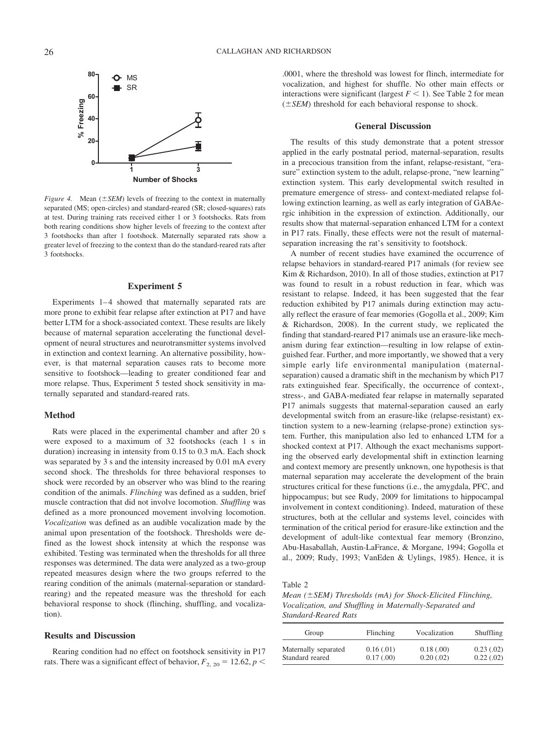*Figure 4.* Mean (±*SEM*) levels of freezing to the context in maternally separated (MS; open-circles) and standard-reared (SR; closed-squares) rats at test. During training rats received either 1 or 3 footshocks. Rats from both rearing conditions show higher levels of freezing to the context after 3 footshocks than after 1 footshock. Maternally separated rats show a greater level of freezing to the context than do the standard-reared rats after 3 footshocks.

## Experiment 5

Experiments 1–4 showed that maternally separated rats are more prone to exhibit fear relapse after extinction at P17 and have better LTM for a shock-associated context. These results are likely because of maternal separation accelerating the functional development of neural structures and neurotransmitter systems involved in extinction and context learning. An alternative possibility, however, is that maternal separation causes rats to become more sensitive to footshock—leading to greater conditioned fear and more relapse. Thus, Experiment 5 tested shock sensitivity in maternally separated and standard-reared rats.

### Method

Rats were placed in the experimental chamber and after 20 s were exposed to a maximum of 32 footshocks (each 1 s in duration) increasing in intensity from 0.15 to 0.3 mA. Each shock was separated by 3 s and the intensity increased by 0.01 mA every second shock. The thresholds for three behavioral responses to shock were recorded by an observer who was blind to the rearing condition of the animals. *Flinching* was defined as a sudden, brief muscle contraction that did not involve locomotion. *Shuffling* was defined as a more pronounced movement involving locomotion. *Vocalization* was defined as an audible vocalization made by the animal upon presentation of the footshock. Thresholds were defined as the lowest shock intensity at which the response was exhibited. Testing was terminated when the thresholds for all three responses was determined. The data were analyzed as a two-group repeated measures design where the two groups referred to the rearing condition of the animals (maternal-separation or standard-rearing) and the repeated measure was the threshold for each behavioral response to shock (flinching, shuffling, and vocalization).

### Results and Discussion

Rearing condition had no effect on footshock sensitivity in P17 rats. There was a significant effect of behavior, $F_{2,\ 20} = 12.62$, $p < .0001$, where the threshold was lowest for flinch, intermediate for vocalization, and highest for shuffle. No other main effects or interactions were significant (largest $F < 1$). See Table 2 for mean (±*SEM*) threshold for each behavioral response to shock.

## General Discussion

The results of this study demonstrate that a potent stressor applied in the early postnatal period, maternal-separation, results in a precocious transition from the infant, relapse-resistant, "erasure" extinction system to the adult, relapse-prone, "new learning" extinction system. This early developmental switch resulted in premature emergence of stress- and context-mediated relapse following extinction learning, as well as early integration of GABAergic inhibition in the expression of extinction. Additionally, our results show that maternal-separation enhanced LTM for a context in P17 rats. Finally, these effects were not the result of maternal-separation increasing the rat's sensitivity to footshock.

A number of recent studies have examined the occurrence of relapse behaviors in standard-reared P17 animals (for review see Kim & Richardson, 2010). In all of those studies, extinction at P17 was found to result in a robust reduction in fear, which was resistant to relapse. Indeed, it has been suggested that the fear reduction exhibited by P17 animals during extinction may actually reflect the erasure of fear memories (Gogolla et al., 2009; Kim & Richardson, 2008). In the current study, we replicated the finding that standard-reared P17 animals use an erasure-like mechanism during fear extinction—resulting in low relapse of extinguished fear. Further, and more importantly, we showed that a very simple early life environmental manipulation (maternal-separation) caused a dramatic shift in the mechanism by which P17 rats extinguished fear. Specifically, the occurrence of context-, stress-, and GABA-mediated fear relapse in maternally separated P17 animals suggests that maternal-separation caused an early developmental switch from an erasure-like (relapse-resistant) extinction system to a new-learning (relapse-prone) extinction system. Further, this manipulation also led to enhanced LTM for a shocked context at P17. Although the exact mechanisms supporting the observed early developmental shift in extinction learning and context memory are presently unknown, one hypothesis is that maternal separation may accelerate the development of the brain structures critical for these functions (i.e., the amygdala, PFC, and hippocampus; but see Rudy, 2009 for limitations to hippocampal involvement in context conditioning). Indeed, maturation of these structures, both at the cellular and systems level, coincides with termination of the critical period for erasure-like extinction and the development of adult-like contextual fear memory (Bronzino, Abu-Hasaballah, Austin-LaFrance, & Morgane, 1994; Gogolla et al., 2009; Rudy, 1993; VanEden & Uylings, 1985). Hence, it is

Table 2
*Mean (±SEM) Thresholds (mA) for Shock-Elicited Flinching, Vocalization, and Shuffling in Maternally-Separated and Standard-Reared Rats*

| Group | Flinching | Vocalization | Shuffling |
|---|---|---|---|
| Maternally separated | 0.16 (.01) | 0.18 (.00) | 0.23 (.02) |
| Standard reared | 0.17 (.00) | 0.20 (.02) | 0.22 (.02) |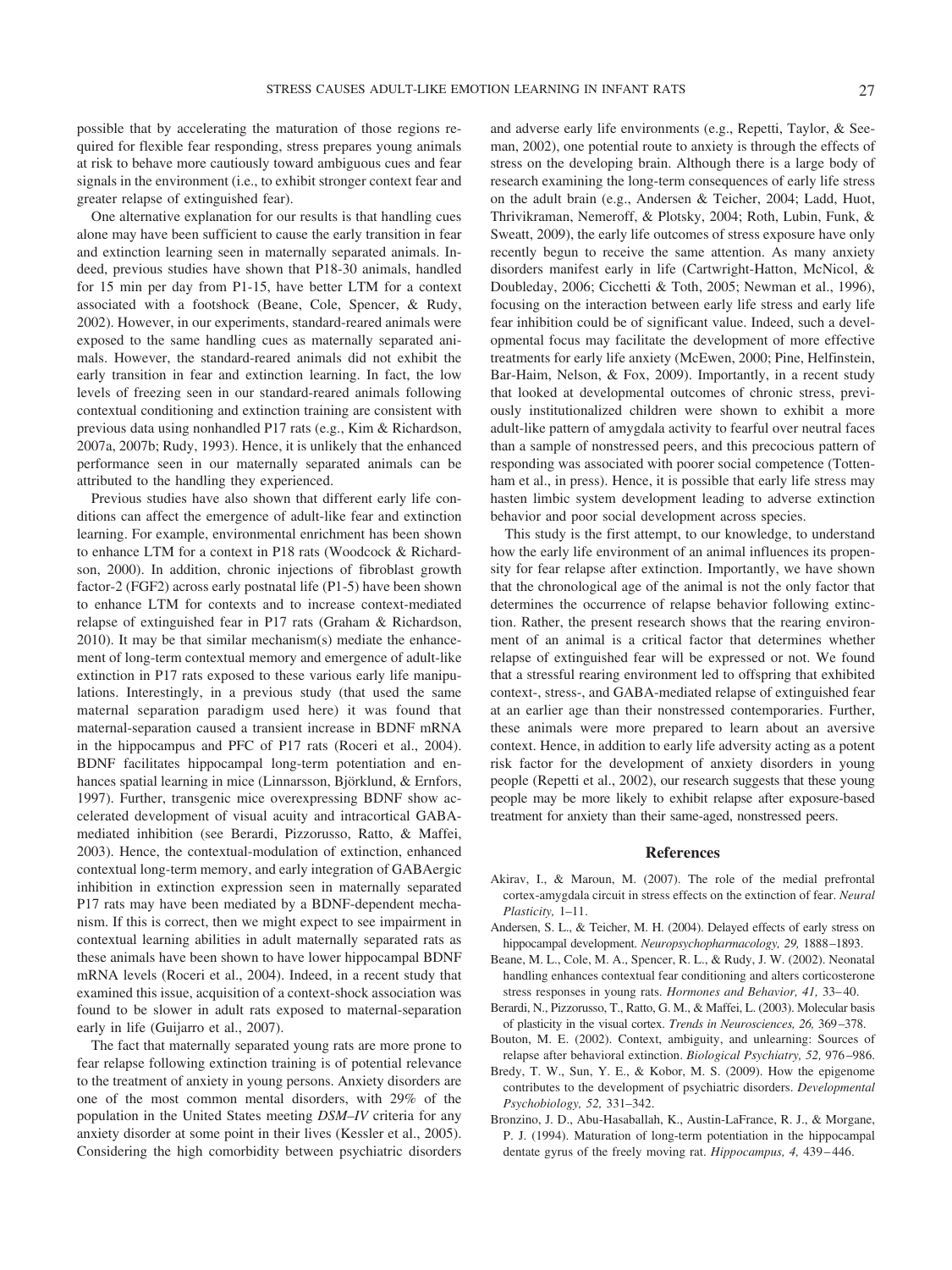possible that by accelerating the maturation of those regions required for flexible fear responding, stress prepares young animals at risk to behave more cautiously toward ambiguous cues and fear signals in the environment (i.e., to exhibit stronger context fear and greater relapse of extinguished fear).

One alternative explanation for our results is that handling cues alone may have been sufficient to cause the early transition in fear and extinction learning seen in maternally separated animals. Indeed, previous studies have shown that P18-30 animals, handled for 15 min per day from P1-15, have better LTM for a context associated with a footshock (Beane, Cole, Spencer, & Rudy, 2002). However, in our experiments, standard-reared animals were exposed to the same handling cues as maternally separated animals. However, the standard-reared animals did not exhibit the early transition in fear and extinction learning. In fact, the low levels of freezing seen in our standard-reared animals following contextual conditioning and extinction training are consistent with previous data using nonhandled P17 rats (e.g., Kim & Richardson, 2007a, 2007b; Rudy, 1993). Hence, it is unlikely that the enhanced performance seen in our maternally separated animals can be attributed to the handling they experienced.

Previous studies have also shown that different early life conditions can affect the emergence of adult-like fear and extinction learning. For example, environmental enrichment has been shown to enhance LTM for a context in P18 rats (Woodcock & Richardson, 2000). In addition, chronic injections of fibroblast growth factor-2 (FGF2) across early postnatal life (P1-5) have been shown to enhance LTM for contexts and to increase context-mediated relapse of extinguished fear in P17 rats (Graham & Richardson, 2010). It may be that similar mechanism(s) mediate the enhancement of long-term contextual memory and emergence of adult-like extinction in P17 rats exposed to these various early life manipulations. Interestingly, in a previous study (that used the same maternal separation paradigm used here) it was found that maternal-separation caused a transient increase in BDNF mRNA in the hippocampus and PFC of P17 rats (Roceri et al., 2004). BDNF facilitates hippocampal long-term potentiation and enhances spatial learning in mice (Linnarsson, Björklund, & Ernfors, 1997). Further, transgenic mice overexpressing BDNF show accelerated development of visual acuity and intracortical GABA-mediated inhibition (see Berardi, Pizzorusso, Ratto, & Maffei, 2003). Hence, the contextual-modulation of extinction, enhanced contextual long-term memory, and early integration of GABAergic inhibition in extinction expression seen in maternally separated P17 rats may have been mediated by a BDNF-dependent mechanism. If this is correct, then we might expect to see impairment in contextual learning abilities in adult maternally separated rats as these animals have been shown to have lower hippocampal BDNF mRNA levels (Roceri et al., 2004). Indeed, in a recent study that examined this issue, acquisition of a context-shock association was found to be slower in adult rats exposed to maternal-separation early in life (Guijarro et al., 2007).

The fact that maternally separated young rats are more prone to fear relapse following extinction training is of potential relevance to the treatment of anxiety in young persons. Anxiety disorders are one of the most common mental disorders, with 29% of the population in the United States meeting *DSM–IV* criteria for any anxiety disorder at some point in their lives (Kessler et al., 2005). Considering the high comorbidity between psychiatric disorders and adverse early life environments (e.g., Repetti, Taylor, & Seeman, 2002), one potential route to anxiety is through the effects of stress on the developing brain. Although there is a large body of research examining the long-term consequences of early life stress on the adult brain (e.g., Andersen & Teicher, 2004; Ladd, Huot, Thrivikraman, Nemeroff, & Plotsky, 2004; Roth, Lubin, Funk, & Sweatt, 2009), the early life outcomes of stress exposure have only recently begun to receive the same attention. As many anxiety disorders manifest early in life (Cartwright-Hatton, McNicol, & Doubleday, 2006; Cicchetti & Toth, 2005; Newman et al., 1996), focusing on the interaction between early life stress and early life fear inhibition could be of significant value. Indeed, such a developmental focus may facilitate the development of more effective treatments for early life anxiety (McEwen, 2000; Pine, Helfinstein, Bar-Haim, Nelson, & Fox, 2009). Importantly, in a recent study that looked at developmental outcomes of chronic stress, previously institutionalized children were shown to exhibit a more adult-like pattern of amygdala activity to fearful over neutral faces than a sample of nonstressed peers, and this precocious pattern of responding was associated with poorer social competence (Tottenham et al., in press). Hence, it is possible that early life stress may hasten limbic system development leading to adverse extinction behavior and poor social development across species.

This study is the first attempt, to our knowledge, to understand how the early life environment of an animal influences its propensity for fear relapse after extinction. Importantly, we have shown that the chronological age of the animal is not the only factor that determines the occurrence of relapse behavior following extinction. Rather, the present research shows that the rearing environment of an animal is a critical factor that determines whether relapse of extinguished fear will be expressed or not. We found that a stressful rearing environment led to offspring that exhibited context-, stress-, and GABA-mediated relapse of extinguished fear at an earlier age than their nonstressed contemporaries. Further, these animals were more prepared to learn about an aversive context. Hence, in addition to early life adversity acting as a potent risk factor for the development of anxiety disorders in young people (Repetti et al., 2002), our research suggests that these young people may be more likely to exhibit relapse after exposure-based treatment for anxiety than their same-aged, nonstressed peers.

## References

Akirav, I., & Maroun, M. (2007). The role of the medial prefrontal cortex-amygdala circuit in stress effects on the extinction of fear. *Neural Plasticity,* 1–11.

Andersen, S. L., & Teicher, M. H. (2004). Delayed effects of early stress on hippocampal development. *Neuropsychopharmacology, 29,* 1888–1893.

Beane, M. L., Cole, M. A., Spencer, R. L., & Rudy, J. W. (2002). Neonatal handling enhances contextual fear conditioning and alters corticosterone stress responses in young rats. *Hormones and Behavior, 41,* 33–40.

Berardi, N., Pizzorusso, T., Ratto, G. M., & Maffei, L. (2003). Molecular basis of plasticity in the visual cortex. *Trends in Neurosciences, 26,* 369–378.

Bouton, M. E. (2002). Context, ambiguity, and unlearning: Sources of relapse after behavioral extinction. *Biological Psychiatry, 52,* 976–986.

Bredy, T. W., Sun, Y. E., & Kobor, M. S. (2009). How the epigenome contributes to the development of psychiatric disorders. *Developmental Psychobiology, 52,* 331–342.

Bronzino, J. D., Abu-Hasaballah, K., Austin-LaFrance, R. J., & Morgane, P. J. (1994). Maturation of long-term potentiation in the hippocampal dentate gyrus of the freely moving rat. *Hippocampus, 4,* 439–446.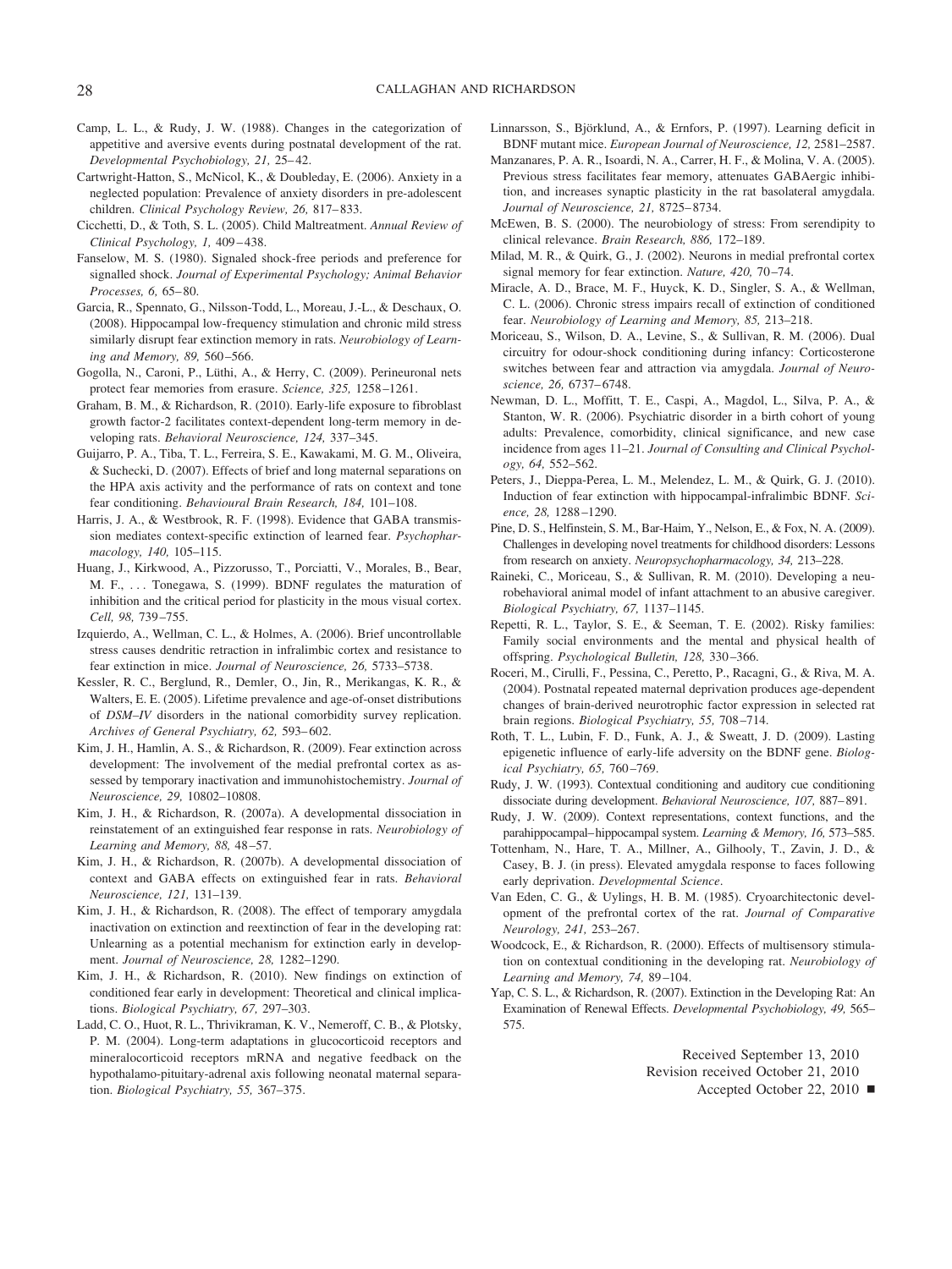Camp, L. L., & Rudy, J. W. (1988). Changes in the categorization of appetitive and aversive events during postnatal development of the rat. *Developmental Psychobiology, 21,* 25–42.

Cartwright-Hatton, S., McNicol, K., & Doubleday, E. (2006). Anxiety in a neglected population: Prevalence of anxiety disorders in pre-adolescent children. *Clinical Psychology Review, 26,* 817–833.

Cicchetti, D., & Toth, S. L. (2005). Child Maltreatment. *Annual Review of Clinical Psychology, 1,* 409–438.

Fanselow, M. S. (1980). Signaled shock-free periods and preference for signalled shock. *Journal of Experimental Psychology; Animal Behavior Processes, 6,* 65–80.

Garcia, R., Spennato, G., Nilsson-Todd, L., Moreau, J.-L., & Deschaux, O. (2008). Hippocampal low-frequency stimulation and chronic mild stress similarly disrupt fear extinction memory in rats. *Neurobiology of Learning and Memory, 89,* 560–566.

Gogolla, N., Caroni, P., Lüthi, A., & Herry, C. (2009). Perineuronal nets protect fear memories from erasure. *Science, 325,* 1258–1261.

Graham, B. M., & Richardson, R. (2010). Early-life exposure to fibroblast growth factor-2 facilitates context-dependent long-term memory in developing rats. *Behavioral Neuroscience, 124,* 337–345.

Guijarro, P. A., Tiba, T. L., Ferreira, S. E., Kawakami, M. G. M., Oliveira, & Suchecki, D. (2007). Effects of brief and long maternal separations on the HPA axis activity and the performance of rats on context and tone fear conditioning. *Behavioural Brain Research, 184,* 101–108.

Harris, J. A., & Westbrook, R. F. (1998). Evidence that GABA transmission mediates context-specific extinction of learned fear. *Psychopharmacology, 140,* 105–115.

Huang, J., Kirkwood, A., Pizzorusso, T., Porciatti, V., Morales, B., Bear, M. F., . . . Tonegawa, S. (1999). BDNF regulates the maturation of inhibition and the critical period for plasticity in the mous visual cortex. *Cell, 98,* 739–755.

Izquierdo, A., Wellman, C. L., & Holmes, A. (2006). Brief uncontrollable stress causes dendritic retraction in infralimbic cortex and resistance to fear extinction in mice. *Journal of Neuroscience, 26,* 5733–5738.

Kessler, R. C., Berglund, R., Demler, O., Jin, R., Merikangas, K. R., & Walters, E. E. (2005). Lifetime prevalence and age-of-onset distributions of *DSM–IV* disorders in the national comorbidity survey replication. *Archives of General Psychiatry, 62,* 593–602.

Kim, J. H., Hamlin, A. S., & Richardson, R. (2009). Fear extinction across development: The involvement of the medial prefrontal cortex as assessed by temporary inactivation and immunohistochemistry. *Journal of Neuroscience, 29,* 10802–10808.

Kim, J. H., & Richardson, R. (2007a). A developmental dissociation in reinstatement of an extinguished fear response in rats. *Neurobiology of Learning and Memory, 88,* 48–57.

Kim, J. H., & Richardson, R. (2007b). A developmental dissociation of context and GABA effects on extinguished fear in rats. *Behavioral Neuroscience, 121,* 131–139.

Kim, J. H., & Richardson, R. (2008). The effect of temporary amygdala inactivation on extinction and reextinction of fear in the developing rat: Unlearning as a potential mechanism for extinction early in development. *Journal of Neuroscience, 28,* 1282–1290.

Kim, J. H., & Richardson, R. (2010). New findings on extinction of conditioned fear early in development: Theoretical and clinical implications. *Biological Psychiatry, 67,* 297–303.

Ladd, C. O., Huot, R. L., Thrivikraman, K. V., Nemeroff, C. B., & Plotsky, P. M. (2004). Long-term adaptations in glucocorticoid receptors and mineralocorticoid receptors mRNA and negative feedback on the hypothalamo-pituitary-adrenal axis following neonatal maternal separation. *Biological Psychiatry, 55,* 367–375.

Linnarsson, S., Björklund, A., & Ernfors, P. (1997). Learning deficit in BDNF mutant mice. *European Journal of Neuroscience, 12,* 2581–2587.

Manzanares, P. A. R., Isoardi, N. A., Carrer, H. F., & Molina, V. A. (2005). Previous stress facilitates fear memory, attenuates GABAergic inhibition, and increases synaptic plasticity in the rat basolateral amygdala. *Journal of Neuroscience, 21,* 8725–8734.

McEwen, B. S. (2000). The neurobiology of stress: From serendipity to clinical relevance. *Brain Research, 886,* 172–189.

Milad, M. R., & Quirk, G., J. (2002). Neurons in medial prefrontal cortex signal memory for fear extinction. *Nature, 420,* 70–74.

Miracle, A. D., Brace, M. F., Huyck, K. D., Singler, S. A., & Wellman, C. L. (2006). Chronic stress impairs recall of extinction of conditioned fear. *Neurobiology of Learning and Memory, 85,* 213–218.

Moriceau, S., Wilson, D. A., Levine, S., & Sullivan, R. M. (2006). Dual circuitry for odour-shock conditioning during infancy: Corticosterone switches between fear and attraction via amygdala. *Journal of Neuroscience, 26,* 6737–6748.

Newman, D. L., Moffitt, T. E., Caspi, A., Magdol, L., Silva, P. A., & Stanton, W. R. (2006). Psychiatric disorder in a birth cohort of young adults: Prevalence, comorbidity, clinical significance, and new case incidence from ages 11–21. *Journal of Consulting and Clinical Psychology, 64,* 552–562.

Peters, J., Dieppa-Perea, L. M., Melendez, L. M., & Quirk, G. J. (2010). Induction of fear extinction with hippocampal-infralimbic BDNF. *Science, 28,* 1288–1290.

Pine, D. S., Helfinstein, S. M., Bar-Haim, Y., Nelson, E., & Fox, N. A. (2009). Challenges in developing novel treatments for childhood disorders: Lessons from research on anxiety. *Neuropsychopharmacology, 34,* 213–228.

Raineki, C., Moriceau, S., & Sullivan, R. M. (2010). Developing a neurobehavioral animal model of infant attachment to an abusive caregiver. *Biological Psychiatry, 67,* 1137–1145.

Repetti, R. L., Taylor, S. E., & Seeman, T. E. (2002). Risky families: Family social environments and the mental and physical health of offspring. *Psychological Bulletin, 128,* 330–366.

Roceri, M., Cirulli, F., Pessina, C., Peretto, P., Racagni, G., & Riva, M. A. (2004). Postnatal repeated maternal deprivation produces age-dependent changes of brain-derived neurotrophic factor expression in selected rat brain regions. *Biological Psychiatry, 55,* 708–714.

Roth, T. L., Lubin, F. D., Funk, A. J., & Sweatt, J. D. (2009). Lasting epigenetic influence of early-life adversity on the BDNF gene. *Biological Psychiatry, 65,* 760–769.

Rudy, J. W. (1993). Contextual conditioning and auditory cue conditioning dissociate during development. *Behavioral Neuroscience, 107,* 887–891.

Rudy, J. W. (2009). Context representations, context functions, and the parahippocampal–hippocampal system. *Learning & Memory, 16,* 573–585.

Tottenham, N., Hare, T. A., Millner, A., Gilhooly, T., Zavin, J. D., & Casey, B. J. (in press). Elevated amygdala response to faces following early deprivation. *Developmental Science*.

Van Eden, C. G., & Uylings, H. B. M. (1985). Cryoarchitectonic development of the prefrontal cortex of the rat. *Journal of Comparative Neurology, 241,* 253–267.

Woodcock, E., & Richardson, R. (2000). Effects of multisensory stimulation on contextual conditioning in the developing rat. *Neurobiology of Learning and Memory, 74,* 89–104.

Yap, C. S. L., & Richardson, R. (2007). Extinction in the Developing Rat: An Examination of Renewal Effects. *Developmental Psychobiology, 49,* 565–575.

Received September 13, 2010
Revision received October 21, 2010
Accepted October 22, 2010 ■